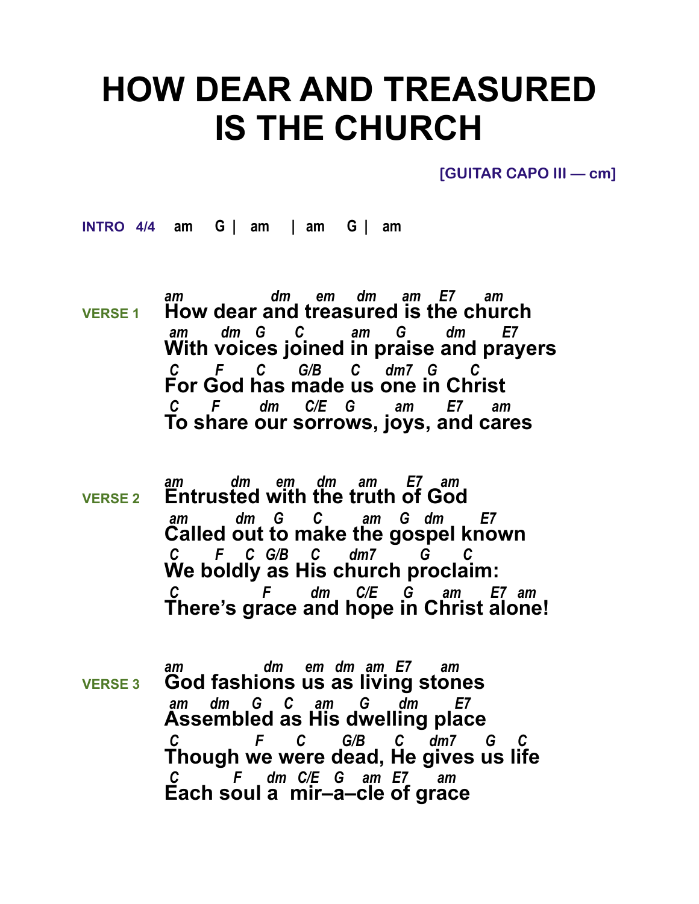# HOW DEAR AND TREASURED IS THE CHURCH

**[GUITAR CAPO III — cm]**

**INTRO 4/4** am G | am | am G | am

**VERSE 1**

```
am                dm     em    dm     am   E7     am
How dear and treasured is the church
 am      dm  G      C         am     G       dm       E7
With voices joined in praise and prayers
 C      F      C      G/B      C     dm7   G      C
For God has made us one in Christ
 C     F        dm     C/E    G       am      E7      am
To share our sorrows, joys, and cares
```

**VERSE 2**

```
am          dm     em     dm     am      E7   am
Entrusted with the truth of God
 am          dm    G      C          am    G   dm       E7
Called out to make the gospel known
 C      F     C  G/B    C      dm7          G      C
We boldly as His church proclaim:
 C                F        dm      C/E     G       am      E7  am
There's grace and hope in Christ alone!
```

**VERSE 3**

```
am                dm     em  dm  am  E7      am
God fashions us as living stones
 am     dm      G    C     am      G        dm       E7
Assembled as His dwelling place
 C              F      C        G/B       C     dm7      G    C
Though we were dead, He gives us life
 C          F      dm  C/E  G   am  E7      am
Each soul a  mir–a–cle of grace
```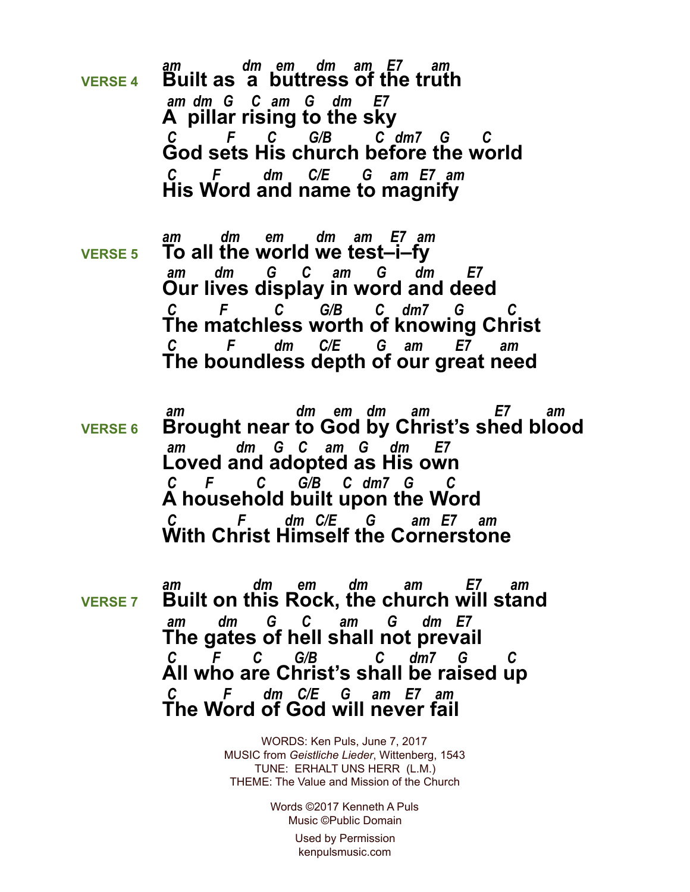**VERSE 4**

```
am        dm  em    dm   am  E7     am
Built as  a  buttress of the truth
 am dm  G   C  am   G   dm    E7
A  pillar rising to the sky
 C        F      C      G/B        C  dm7    G       C
God sets His church before the world
 C      F        dm     C/E       G    am  E7  am
His Word and name to magnify
```

**VERSE 5**

```
am       dm      em       dm    am    E7  am
To all the world we test–i–fy
 am      dm       G     C    am      G      dm       E7
Our lives display in word and deed
 C        F          C        G/B       C    dm7      G          C
The matchless worth of knowing Christ
 C          F        dm       C/E          G    am        E7       am
The boundless depth of our great need
```

**VERSE 6**

```
 am                    dm   em  dm      am              E7       am
Brought near to God by Christ's shed blood
 am         dm   G  C    am  G     dm      E7
Loved and adopted as His own
 C    F         C        G/B     C  dm7   G        C
A household built upon the Word
 C          F        dm  C/E      G        am  E7     am
With Christ Himself the Cornerstone
```

**VERSE 7**

```
am                dm      em        dm         am          E7       am
Built on this Rock, the church will stand
 am      dm       G     C       am       G     dm  E7
The gates of hell shall not prevail
 C     F      C       G/B              C       dm7     G        C
All who are Christ's shall be raised up
 C        F       dm   C/E    G     am   E7   am
The Word of God will never fail
```

WORDS: Ken Puls, June 7, 2017
MUSIC from *Geistliche Lieder*, Wittenberg, 1543
TUNE: ERHALT UNS HERR (L.M.)
THEME: The Value and Mission of the Church

Words ©2017 Kenneth A Puls
Music ©Public Domain

Used by Permission
kenpulsmusic.com